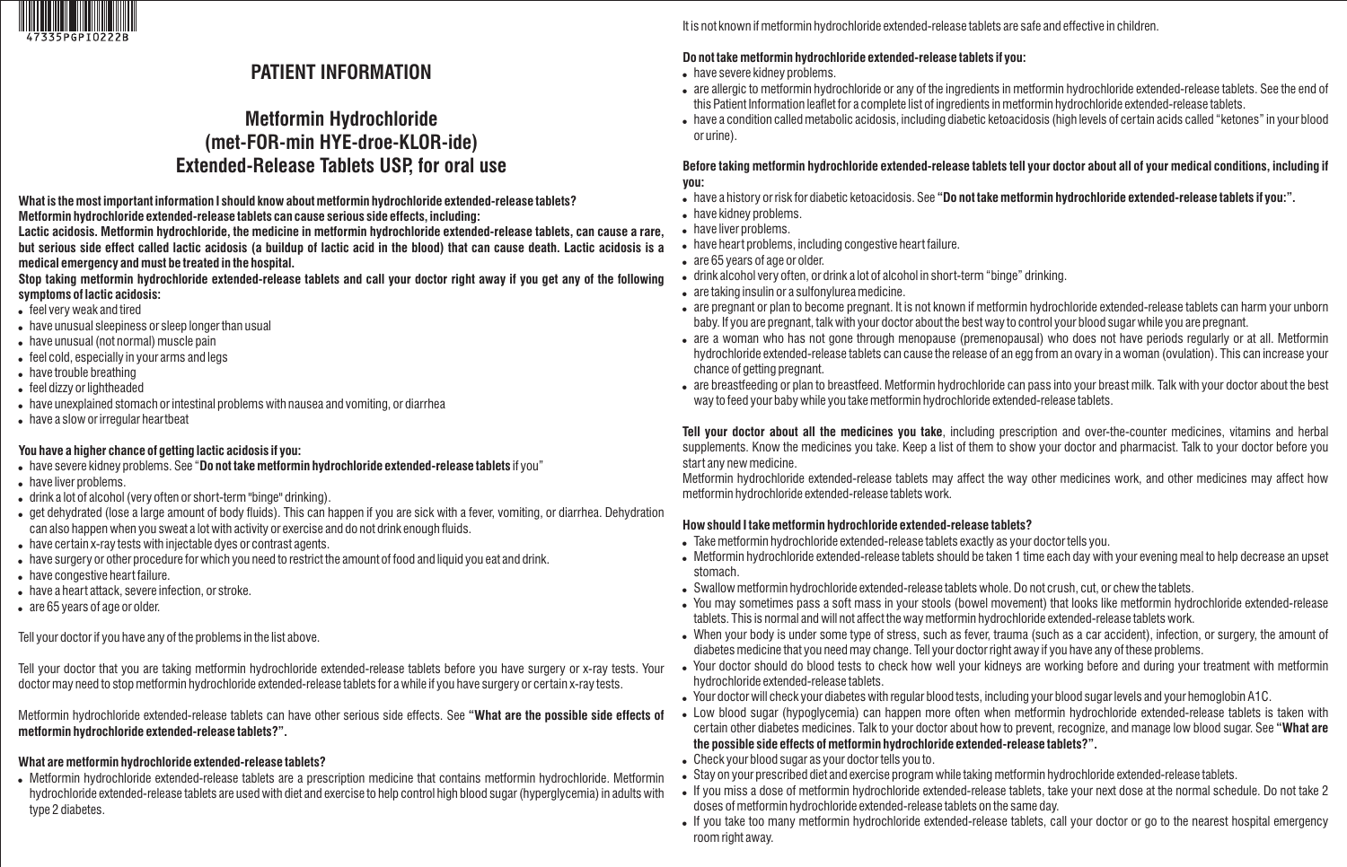47335PGPI0222B

# PATIENT INFORMATION

## Metformin Hydrochloride (met-FOR-min HYE-droe-KLOR-ide) Extended-Release Tablets USP, for oral use

**What is the most important information I should know about metformin hydrochloride extended-release tablets?**

**Metformin hydrochloride extended-release tablets can cause serious side effects, including:**

**Lactic acidosis. Metformin hydrochloride, the medicine in metformin hydrochloride extended-release tablets, can cause a rare, but serious side effect called lactic acidosis (a buildup of lactic acid in the blood) that can cause death. Lactic acidosis is a medical emergency and must be treated in the hospital.**

**Stop taking metformin hydrochloride extended-release tablets and call your doctor right away if you get any of the following symptoms of lactic acidosis:**

- feel very weak and tired
- have unusual sleepiness or sleep longer than usual
- have unusual (not normal) muscle pain
- feel cold, especially in your arms and legs
- have trouble breathing
- feel dizzy or lightheaded
- have unexplained stomach or intestinal problems with nausea and vomiting, or diarrhea
- have a slow or irregular heartbeat

**You have a higher chance of getting lactic acidosis if you:**

- have severe kidney problems. See "**Do not take metformin hydrochloride extended-release tablets** if you"
- have liver problems.
- drink a lot of alcohol (very often or short-term "binge" drinking).
- get dehydrated (lose a large amount of body fluids). This can happen if you are sick with a fever, vomiting, or diarrhea. Dehydration can also happen when you sweat a lot with activity or exercise and do not drink enough fluids.
- have certain x-ray tests with injectable dyes or contrast agents.
- have surgery or other procedure for which you need to restrict the amount of food and liquid you eat and drink.
- have congestive heart failure.
- have a heart attack, severe infection, or stroke.
- are 65 years of age or older.

Tell your doctor if you have any of the problems in the list above.

Tell your doctor that you are taking metformin hydrochloride extended-release tablets before you have surgery or x-ray tests. Your doctor may need to stop metformin hydrochloride extended-release tablets for a while if you have surgery or certain x-ray tests.

Metformin hydrochloride extended-release tablets can have other serious side effects. See **"What are the possible side effects of metformin hydrochloride extended-release tablets?".**

**What are metformin hydrochloride extended-release tablets?**

- Metformin hydrochloride extended-release tablets are a prescription medicine that contains metformin hydrochloride. Metformin hydrochloride extended-release tablets are used with diet and exercise to help control high blood sugar (hyperglycemia) in adults with type 2 diabetes.

It is not known if metformin hydrochloride extended-release tablets are safe and effective in children.

**Do not take metformin hydrochloride extended-release tablets if you:**

- have severe kidney problems.
- are allergic to metformin hydrochloride or any of the ingredients in metformin hydrochloride extended-release tablets. See the end of this Patient Information leaflet for a complete list of ingredients in metformin hydrochloride extended-release tablets.
- have a condition called metabolic acidosis, including diabetic ketoacidosis (high levels of certain acids called "ketones" in your blood or urine).

**Before taking metformin hydrochloride extended-release tablets tell your doctor about all of your medical conditions, including if you:**

- have a history or risk for diabetic ketoacidosis. See **"Do not take metformin hydrochloride extended-release tablets if you:".**
- have kidney problems.
- have liver problems.
- have heart problems, including congestive heart failure.
- are 65 years of age or older.
- drink alcohol very often, or drink a lot of alcohol in short-term "binge" drinking.
- are taking insulin or a sulfonylurea medicine.
- are pregnant or plan to become pregnant. It is not known if metformin hydrochloride extended-release tablets can harm your unborn baby. If you are pregnant, talk with your doctor about the best way to control your blood sugar while you are pregnant.
- are a woman who has not gone through menopause (premenopausal) who does not have periods regularly or at all. Metformin hydrochloride extended-release tablets can cause the release of an egg from an ovary in a woman (ovulation). This can increase your chance of getting pregnant.
- are breastfeeding or plan to breastfeed. Metformin hydrochloride can pass into your breast milk. Talk with your doctor about the best way to feed your baby while you take metformin hydrochloride extended-release tablets.

**Tell your doctor about all the medicines you take**, including prescription and over-the-counter medicines, vitamins and herbal supplements. Know the medicines you take. Keep a list of them to show your doctor and pharmacist. Talk to your doctor before you start any new medicine.

Metformin hydrochloride extended-release tablets may affect the way other medicines work, and other medicines may affect how metformin hydrochloride extended-release tablets work.

**How should I take metformin hydrochloride extended-release tablets?**

- Take metformin hydrochloride extended-release tablets exactly as your doctor tells you.
- Metformin hydrochloride extended-release tablets should be taken 1 time each day with your evening meal to help decrease an upset stomach.
- Swallow metformin hydrochloride extended-release tablets whole. Do not crush, cut, or chew the tablets.
- You may sometimes pass a soft mass in your stools (bowel movement) that looks like metformin hydrochloride extended-release tablets. This is normal and will not affect the way metformin hydrochloride extended-release tablets work.
- When your body is under some type of stress, such as fever, trauma (such as a car accident), infection, or surgery, the amount of diabetes medicine that you need may change. Tell your doctor right away if you have any of these problems.
- Your doctor should do blood tests to check how well your kidneys are working before and during your treatment with metformin hydrochloride extended-release tablets.
- Your doctor will check your diabetes with regular blood tests, including your blood sugar levels and your hemoglobin A1C.
- Low blood sugar (hypoglycemia) can happen more often when metformin hydrochloride extended-release tablets is taken with certain other diabetes medicines. Talk to your doctor about how to prevent, recognize, and manage low blood sugar. See **"What are the possible side effects of metformin hydrochloride extended-release tablets?".**
- Check your blood sugar as your doctor tells you to.
- Stay on your prescribed diet and exercise program while taking metformin hydrochloride extended-release tablets.
- If you miss a dose of metformin hydrochloride extended-release tablets, take your next dose at the normal schedule. Do not take 2 doses of metformin hydrochloride extended-release tablets on the same day.
- If you take too many metformin hydrochloride extended-release tablets, call your doctor or go to the nearest hospital emergency room right away.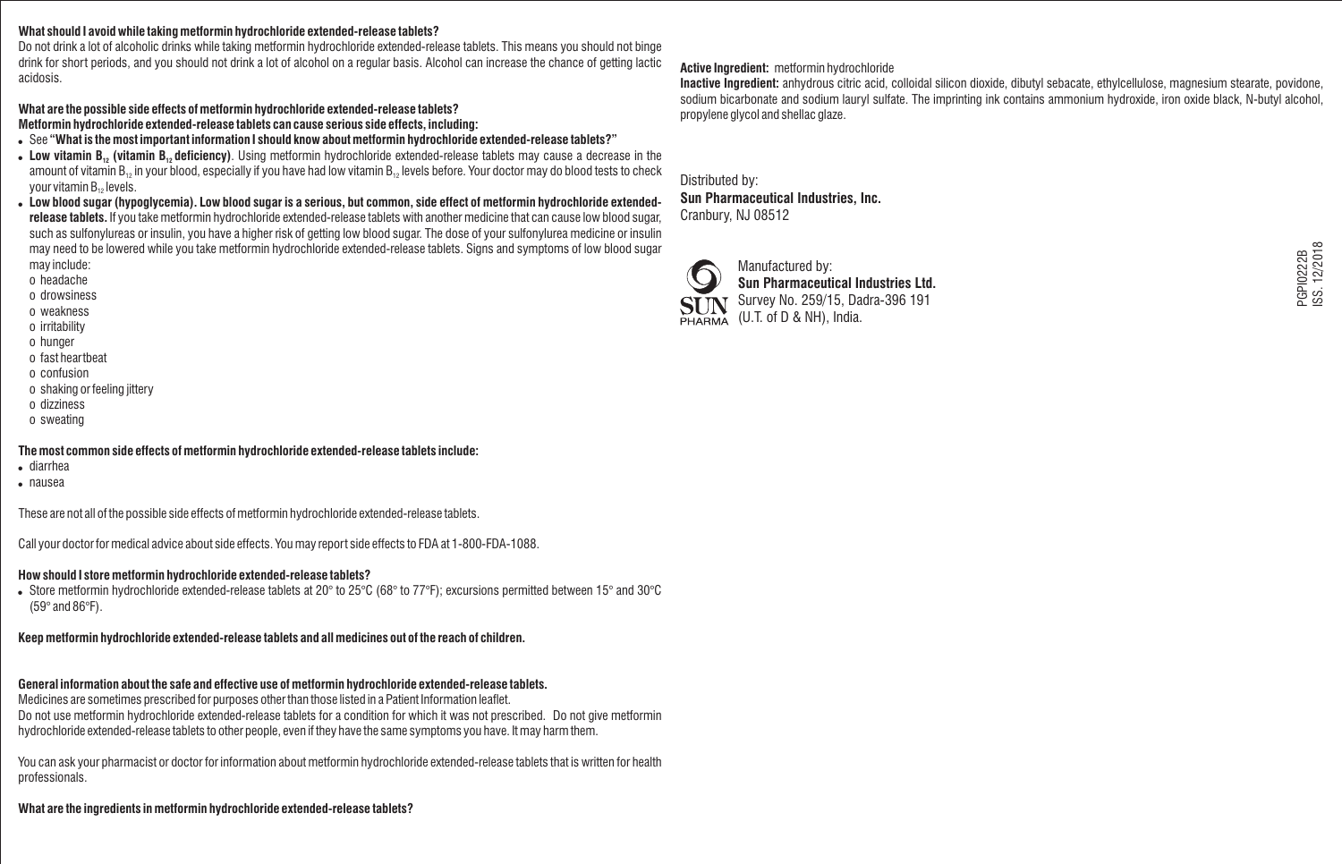**What should I avoid while taking metformin hydrochloride extended-release tablets?**

Do not drink a lot of alcoholic drinks while taking metformin hydrochloride extended-release tablets. This means you should not binge drink for short periods, and you should not drink a lot of alcohol on a regular basis. Alcohol can increase the chance of getting lactic acidosis.

**What are the possible side effects of metformin hydrochloride extended-release tablets?**

**Metformin hydrochloride extended-release tablets can cause serious side effects, including:**

- See **"What is the most important information I should know about metformin hydrochloride extended-release tablets?"**
- **Low vitamin $B_{12}$ (vitamin $B_{12}$ deficiency)**. Using metformin hydrochloride extended-release tablets may cause a decrease in the amount of vitamin $B_{12}$ in your blood, especially if you have had low vitamin $B_{12}$ levels before. Your doctor may do blood tests to check your vitamin $B_{12}$ levels.
- **Low blood sugar (hypoglycemia). Low blood sugar is a serious, but common, side effect of metformin hydrochloride extended-release tablets.** If you take metformin hydrochloride extended-release tablets with another medicine that can cause low blood sugar, such as sulfonylureas or insulin, you have a higher risk of getting low blood sugar. The dose of your sulfonylurea medicine or insulin may need to be lowered while you take metformin hydrochloride extended-release tablets. Signs and symptoms of low blood sugar may include:
  - headache
  - drowsiness
  - weakness
  - irritability
  - hunger
  - fast heartbeat
  - confusion
  - shaking or feeling jittery
  - dizziness
  - sweating

**The most common side effects of metformin hydrochloride extended-release tablets include:**

- diarrhea
- nausea

These are not all of the possible side effects of metformin hydrochloride extended-release tablets.

Call your doctor for medical advice about side effects. You may report side effects to FDA at 1-800-FDA-1088.

**How should I store metformin hydrochloride extended-release tablets?**

- Store metformin hydrochloride extended-release tablets at 20° to 25°C (68° to 77°F); excursions permitted between 15° and 30°C (59° and 86°F).

**Keep metformin hydrochloride extended-release tablets and all medicines out of the reach of children.**

**General information about the safe and effective use of metformin hydrochloride extended-release tablets.**

Medicines are sometimes prescribed for purposes other than those listed in a Patient Information leaflet.

Do not use metformin hydrochloride extended-release tablets for a condition for which it was not prescribed. Do not give metformin hydrochloride extended-release tablets to other people, even if they have the same symptoms you have. It may harm them.

You can ask your pharmacist or doctor for information about metformin hydrochloride extended-release tablets that is written for health professionals.

**What are the ingredients in metformin hydrochloride extended-release tablets?**

**Active Ingredient:** metformin hydrochloride

**Inactive Ingredient:** anhydrous citric acid, colloidal silicon dioxide, dibutyl sebacate, ethylcellulose, magnesium stearate, povidone, sodium bicarbonate and sodium lauryl sulfate. The imprinting ink contains ammonium hydroxide, iron oxide black, N-butyl alcohol, propylene glycol and shellac glaze.

Distributed by:
**Sun Pharmaceutical Industries, Inc.**
Cranbury, NJ 08512

Manufactured by:
**Sun Pharmaceutical Industries Ltd.**
Survey No. 259/15, Dadra-396 191
(U.T. of D & NH), India.

PGPI0222B
ISS. 12/2018